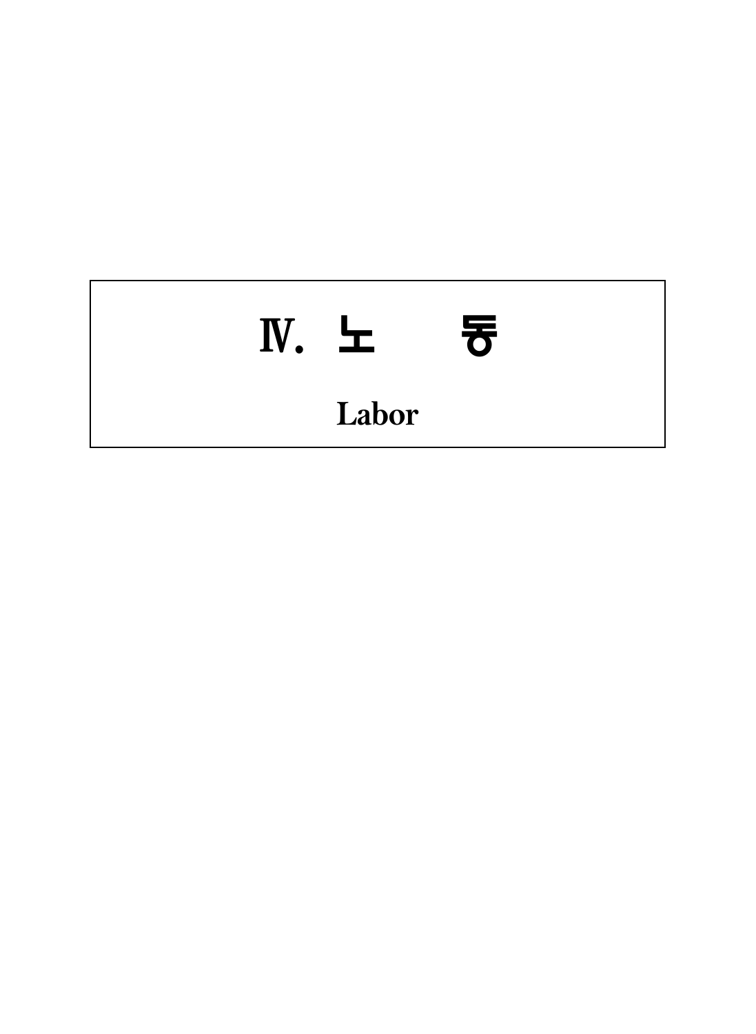# Ⅳ. 노　　동

**Labor**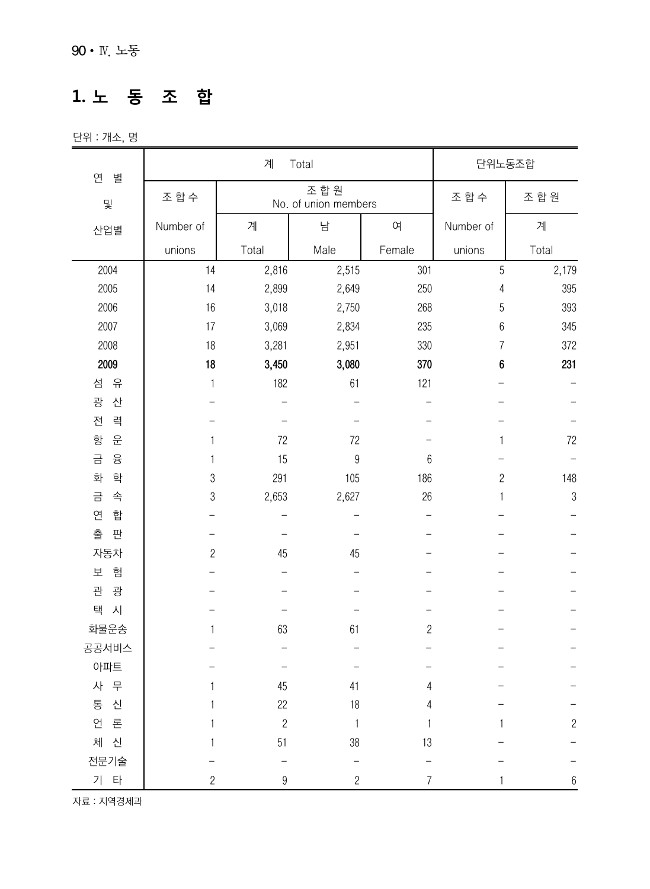# 1. 노 동 조 합

단위 : 개소, 명

| 연 별 및 산업별 | 계 Total | | | | 단위노동조합 | |
|---|---|---|---|---|---|---|
| | 조 합 수 | 조 합 원 No. of union members | | | 조 합 수 | 조 합 원 |
| | Number of unions | 계 Total | 남 Male | 여 Female | Number of unions | 계 Total |
| 2004 | 14 | 2,816 | 2,515 | 301 | 5 | 2,179 |
| 2005 | 14 | 2,899 | 2,649 | 250 | 4 | 395 |
| 2006 | 16 | 3,018 | 2,750 | 268 | 5 | 393 |
| 2007 | 17 | 3,069 | 2,834 | 235 | 6 | 345 |
| 2008 | 18 | 3,281 | 2,951 | 330 | 7 | 372 |
| **2009** | **18** | **3,450** | **3,080** | **370** | **6** | **231** |
| 섬 유 | 1 | 182 | 61 | 121 | - | - |
| 광 산 | - | - | - | - | - | - |
| 전 력 | - | - | - | - | - | - |
| 항 운 | 1 | 72 | 72 | - | 1 | 72 |
| 금 융 | 1 | 15 | 9 | 6 | - | - |
| 화 학 | 3 | 291 | 105 | 186 | 2 | 148 |
| 금 속 | 3 | 2,653 | 2,627 | 26 | 1 | 3 |
| 연 합 | - | - | - | - | - | - |
| 출 판 | - | - | - | - | - | - |
| 자동차 | 2 | 45 | 45 | - | - | - |
| 보 험 | - | - | - | - | - | - |
| 관 광 | - | - | - | - | - | - |
| 택 시 | - | - | - | - | - | - |
| 화물운송 | 1 | 63 | 61 | 2 | - | - |
| 공공서비스 | - | - | - | - | - | - |
| 아파트 | - | - | - | - | - | - |
| 사 무 | 1 | 45 | 41 | 4 | - | - |
| 통 신 | 1 | 22 | 18 | 4 | - | - |
| 언 론 | 1 | 2 | 1 | 1 | 1 | 2 |
| 체 신 | 1 | 51 | 38 | 13 | - | - |
| 전문기술 | - | - | - | - | - | - |
| 기 타 | 2 | 9 | 2 | 7 | 1 | 6 |

자료 : 지역경제과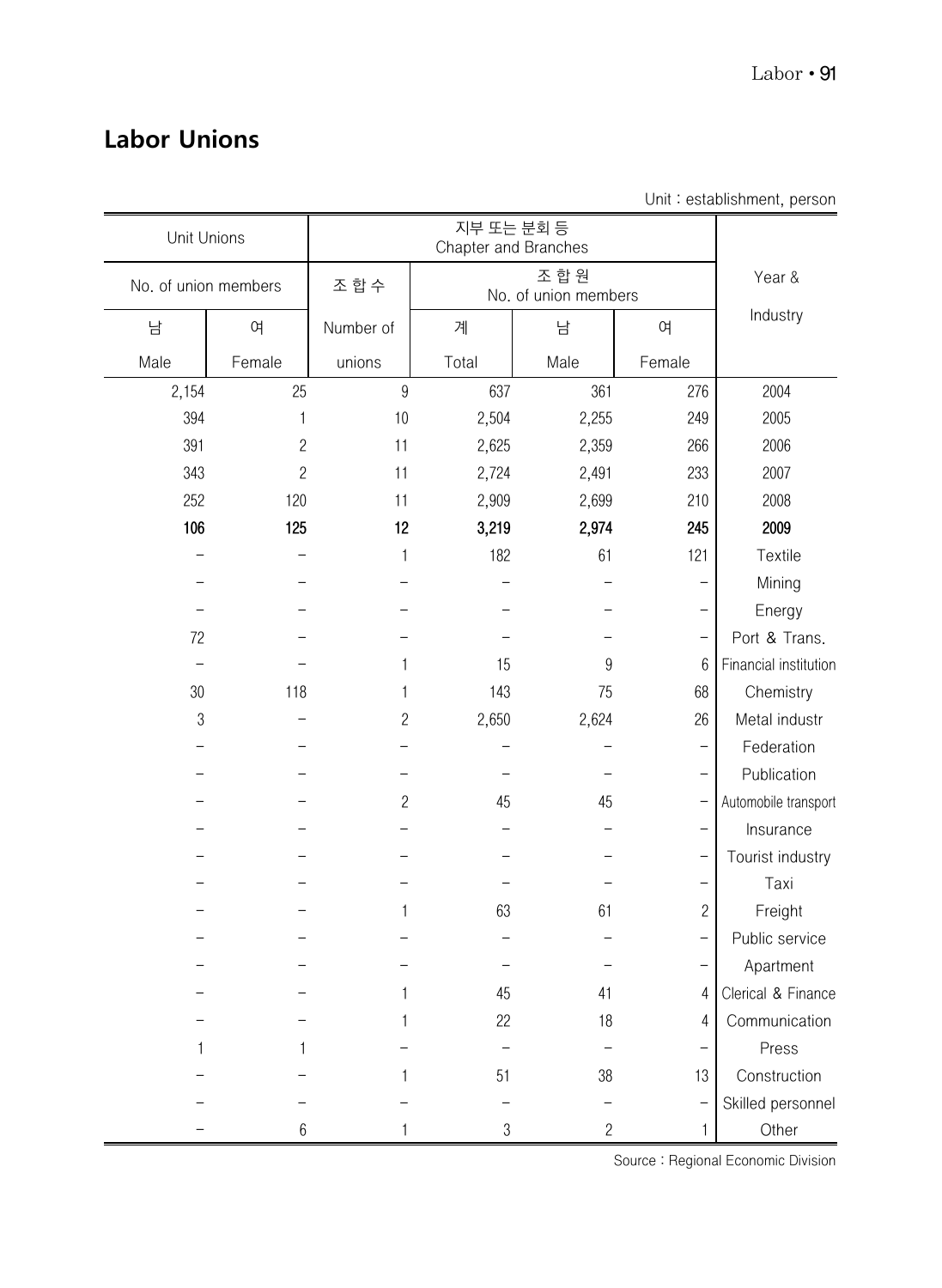## Labor Unions

Unit : establishment, person

| Unit Unions | | 지부 또는 분회 등 Chapter and Branches | | | | Year & Industry |
|---|---|---|---|---|---|---|
| No. of union members | | 조 합 수 | 조 합 원 No. of union members | | | |
| 남 Male | 여 Female | Number of unions | 계 Total | 남 Male | 여 Female | |
| 2,154 | 25 | 9 | 637 | 361 | 276 | 2004 |
| 394 | 1 | 10 | 2,504 | 2,255 | 249 | 2005 |
| 391 | 2 | 11 | 2,625 | 2,359 | 266 | 2006 |
| 343 | 2 | 11 | 2,724 | 2,491 | 233 | 2007 |
| 252 | 120 | 11 | 2,909 | 2,699 | 210 | 2008 |
| **106** | **125** | **12** | **3,219** | **2,974** | **245** | **2009** |
| – | – | 1 | 182 | 61 | 121 | Textile |
| – | – | – | – | – | – | Mining |
| – | – | – | – | – | – | Energy |
| 72 | – | – | – | – | – | Port & Trans. |
| – | – | 1 | 15 | 9 | 6 | Financial institution |
| 30 | 118 | 1 | 143 | 75 | 68 | Chemistry |
| 3 | – | 2 | 2,650 | 2,624 | 26 | Metal industr |
| – | – | – | – | – | – | Federation |
| – | – | – | – | – | – | Publication |
| – | – | 2 | 45 | 45 | – | Automobile transport |
| – | – | – | – | – | – | Insurance |
| – | – | – | – | – | – | Tourist industry |
| – | – | – | – | – | – | Taxi |
| – | – | 1 | 63 | 61 | 2 | Freight |
| – | – | – | – | – | – | Public service |
| – | – | – | – | – | – | Apartment |
| – | – | 1 | 45 | 41 | 4 | Clerical & Finance |
| – | – | 1 | 22 | 18 | 4 | Communication |
| 1 | 1 | – | – | – | – | Press |
| – | – | 1 | 51 | 38 | 13 | Construction |
| – | – | – | – | – | – | Skilled personnel |
| – | 6 | 1 | 3 | 2 | 1 | Other |

Source : Regional Economic Division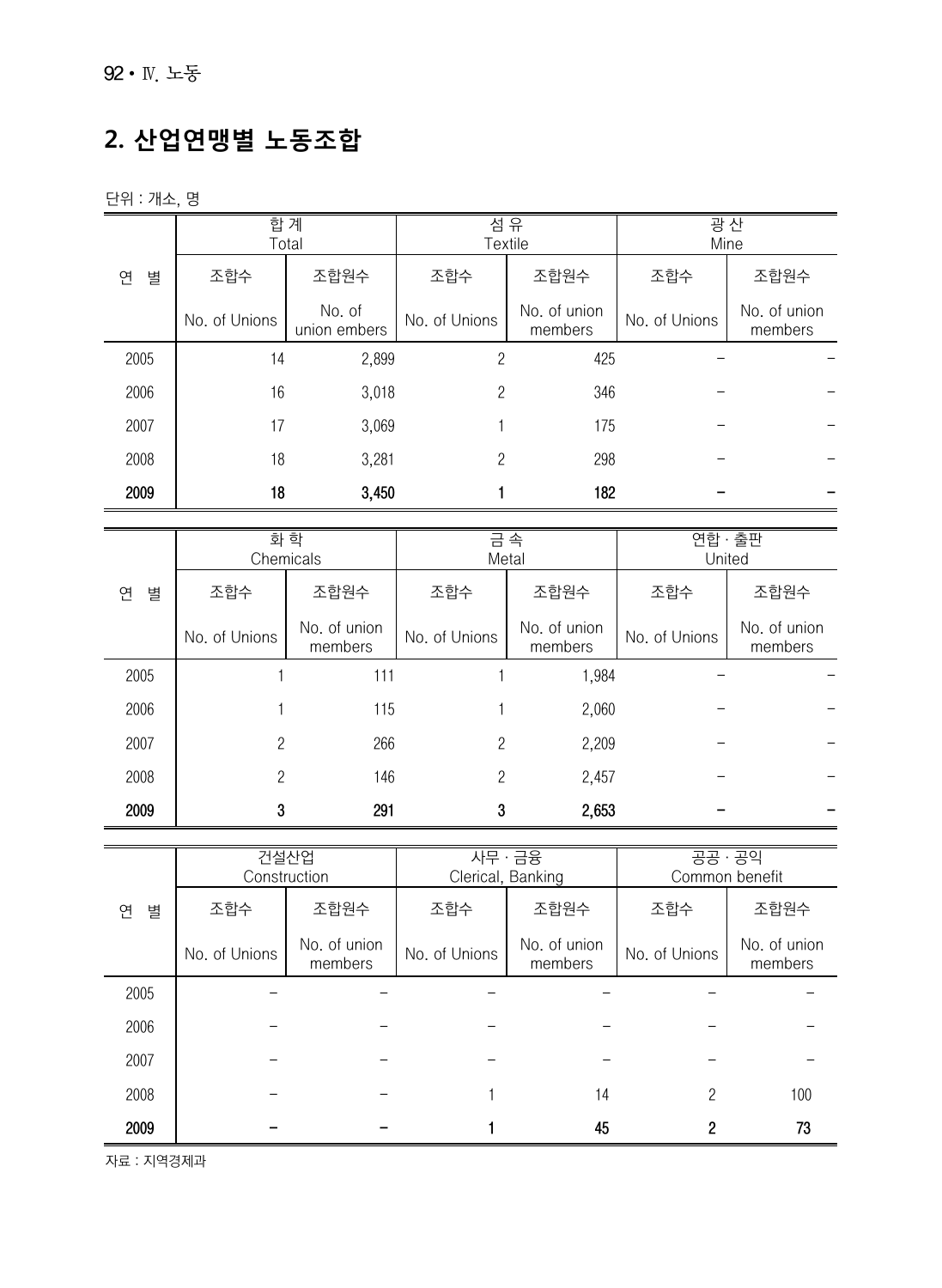## 2. 산업연맹별 노동조합

단위 : 개소, 명

| 연 별 | 합 계 Total | | 섬 유 Textile | | 광 산 Mine | |
|---|---|---|---|---|---|---|
| | 조합수 No. of Unions | 조합원수 No. of union embers | 조합수 No. of Unions | 조합원수 No. of union members | 조합수 No. of Unions | 조합원수 No. of union members |
| 2005 | 14 | 2,899 | 2 | 425 | – | – |
| 2006 | 16 | 3,018 | 2 | 346 | – | – |
| 2007 | 17 | 3,069 | 1 | 175 | – | – |
| 2008 | 18 | 3,281 | 2 | 298 | – | – |
| **2009** | **18** | **3,450** | **1** | **182** | **–** | **–** |

| 연 별 | 화 학 Chemicals | | 금 속 Metal | | 연합 · 출판 United | |
|---|---|---|---|---|---|---|
| | 조합수 No. of Unions | 조합원수 No. of union members | 조합수 No. of Unions | 조합원수 No. of union members | 조합수 No. of Unions | 조합원수 No. of union members |
| 2005 | 1 | 111 | 1 | 1,984 | – | – |
| 2006 | 1 | 115 | 1 | 2,060 | – | – |
| 2007 | 2 | 266 | 2 | 2,209 | – | – |
| 2008 | 2 | 146 | 2 | 2,457 | – | – |
| **2009** | **3** | **291** | **3** | **2,653** | **–** | **–** |

| 연 별 | 건설산업 Construction | | 사무 · 금융 Clerical, Banking | | 공공 · 공익 Common benefit | |
|---|---|---|---|---|---|---|
| | 조합수 No. of Unions | 조합원수 No. of union members | 조합수 No. of Unions | 조합원수 No. of union members | 조합수 No. of Unions | 조합원수 No. of union members |
| 2005 | – | – | – | – | – | – |
| 2006 | – | – | – | – | – | – |
| 2007 | – | – | – | – | – | – |
| 2008 | – | – | 1 | 14 | 2 | 100 |
| **2009** | **–** | **–** | **1** | **45** | **2** | **73** |

자료 : 지역경제과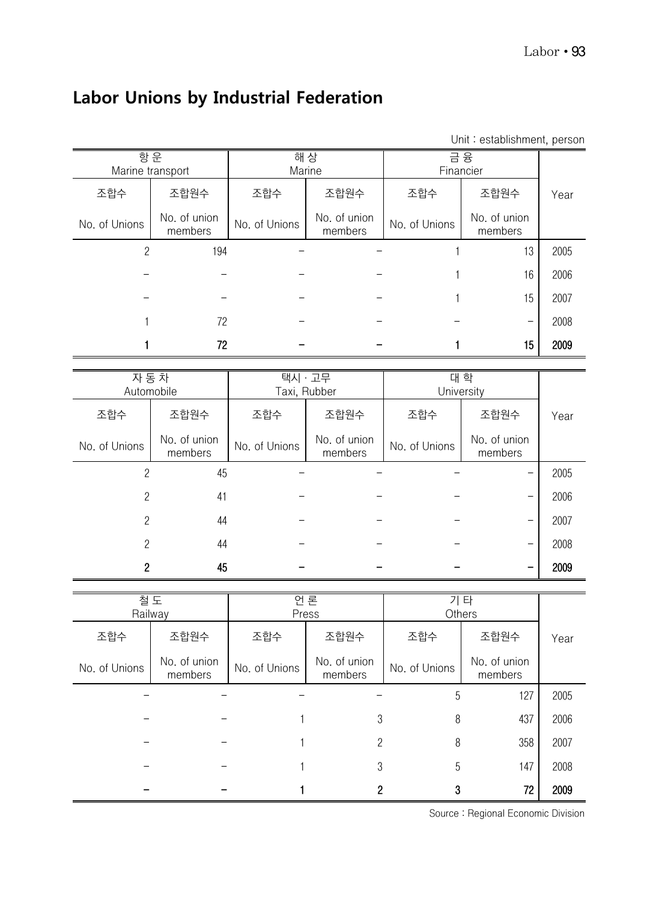## Labor Unions by Industrial Federation

Unit : establishment, person

| 항 운 Marine transport | | 해 상 Marine | | 금 융 Financier | | Year |
|---|---|---|---|---|---|---|
| 조합수 No. of Unions | 조합원수 No. of union members | 조합수 No. of Unions | 조합원수 No. of union members | 조합수 No. of Unions | 조합원수 No. of union members | |
| 2 | 194 | – | – | 1 | 13 | 2005 |
| – | – | – | – | 1 | 16 | 2006 |
| – | – | – | – | 1 | 15 | 2007 |
| 1 | 72 | – | – | – | – | 2008 |
| **1** | **72** | **–** | **–** | **1** | **15** | **2009** |

| 자 동 차 Automobile | | 택시 · 고무 Taxi, Rubber | | 대 학 University | | Year |
|---|---|---|---|---|---|---|
| 조합수 No. of Unions | 조합원수 No. of union members | 조합수 No. of Unions | 조합원수 No. of union members | 조합수 No. of Unions | 조합원수 No. of union members | |
| 2 | 45 | – | – | – | – | 2005 |
| 2 | 41 | – | – | – | – | 2006 |
| 2 | 44 | – | – | – | – | 2007 |
| 2 | 44 | – | – | – | – | 2008 |
| **2** | **45** | **–** | **–** | **–** | **–** | **2009** |

| 철 도 Railway | | 언 론 Press | | 기 타 Others | | Year |
|---|---|---|---|---|---|---|
| 조합수 No. of Unions | 조합원수 No. of union members | 조합수 No. of Unions | 조합원수 No. of union members | 조합수 No. of Unions | 조합원수 No. of union members | |
| – | – | – | – | 5 | 127 | 2005 |
| – | – | 1 | 3 | 8 | 437 | 2006 |
| – | – | 1 | 2 | 8 | 358 | 2007 |
| – | – | 1 | 3 | 5 | 147 | 2008 |
| **–** | **–** | **1** | **2** | **3** | **72** | **2009** |

Source : Regional Economic Division